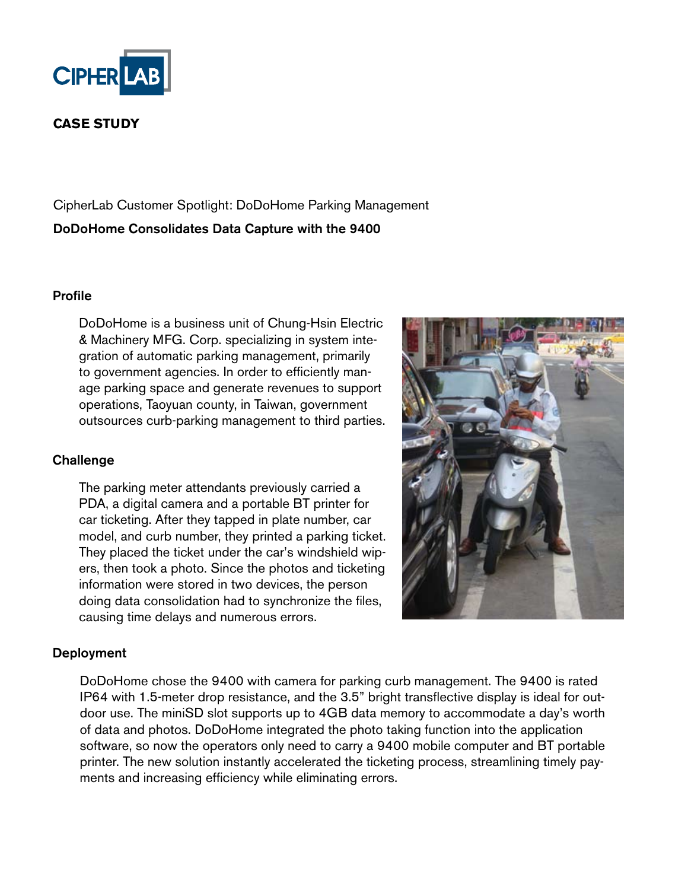CIPHERLAB

**CASE STUDY**

CipherLab Customer Spotlight: DoDoHome Parking Management

## DoDoHome Consolidates Data Capture with the 9400

### Profile

DoDoHome is a business unit of Chung-Hsin Electric & Machinery MFG. Corp. specializing in system integration of automatic parking management, primarily to government agencies. In order to efficiently manage parking space and generate revenues to support operations, Taoyuan county, in Taiwan, government outsources curb-parking management to third parties.

### Challenge

The parking meter attendants previously carried a PDA, a digital camera and a portable BT printer for car ticketing. After they tapped in plate number, car model, and curb number, they printed a parking ticket. They placed the ticket under the car's windshield wipers, then took a photo. Since the photos and ticketing information were stored in two devices, the person doing data consolidation had to synchronize the files, causing time delays and numerous errors.

### Deployment

DoDoHome chose the 9400 with camera for parking curb management. The 9400 is rated IP64 with 1.5-meter drop resistance, and the 3.5" bright transflective display is ideal for outdoor use. The miniSD slot supports up to 4GB data memory to accommodate a day's worth of data and photos. DoDoHome integrated the photo taking function into the application software, so now the operators only need to carry a 9400 mobile computer and BT portable printer. The new solution instantly accelerated the ticketing process, streamlining timely payments and increasing efficiency while eliminating errors.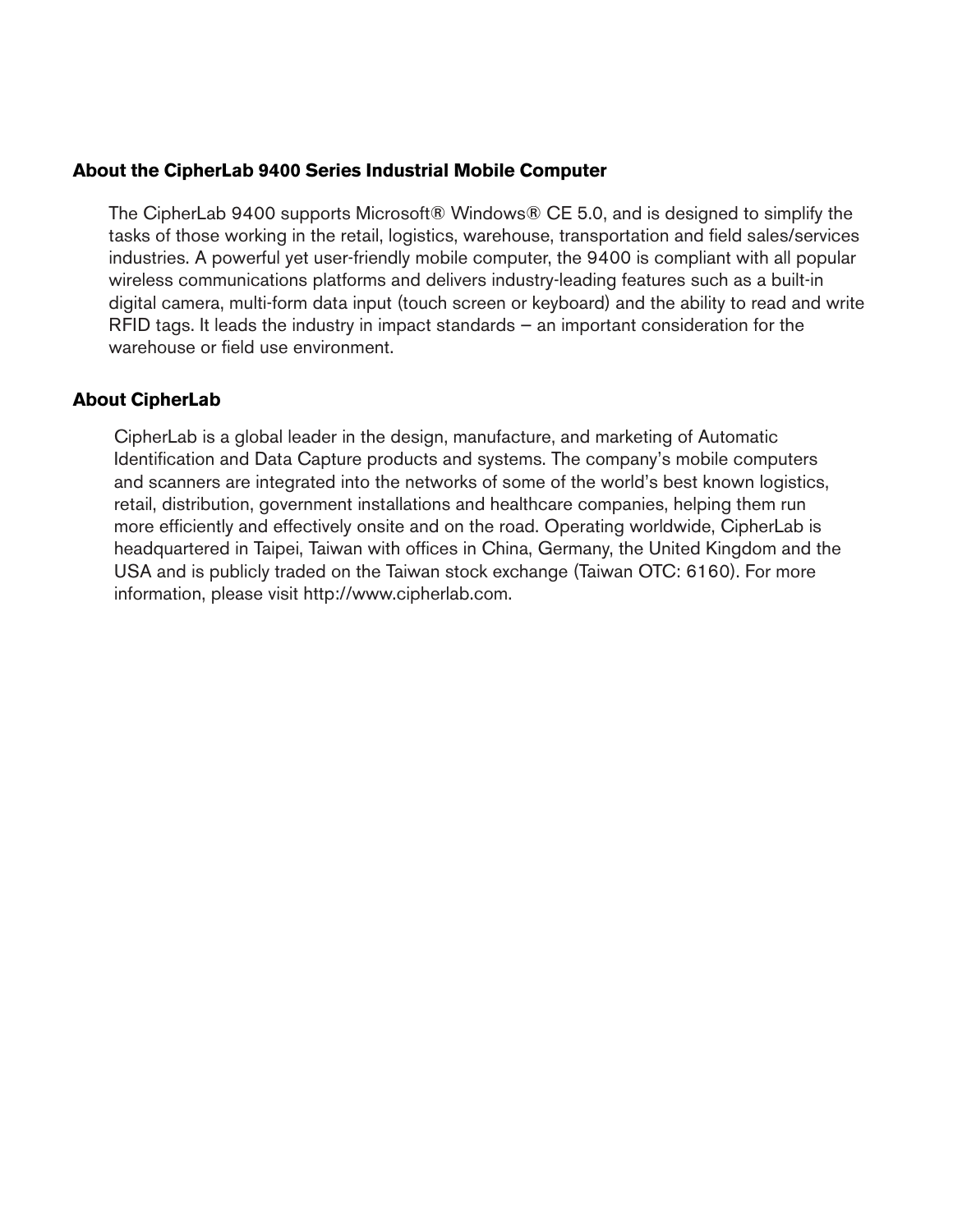### About the CipherLab 9400 Series Industrial Mobile Computer

The CipherLab 9400 supports Microsoft® Windows® CE 5.0, and is designed to simplify the tasks of those working in the retail, logistics, warehouse, transportation and field sales/services industries. A powerful yet user-friendly mobile computer, the 9400 is compliant with all popular wireless communications platforms and delivers industry-leading features such as a built-in digital camera, multi-form data input (touch screen or keyboard) and the ability to read and write RFID tags. It leads the industry in impact standards – an important consideration for the warehouse or field use environment.

### About CipherLab

CipherLab is a global leader in the design, manufacture, and marketing of Automatic Identification and Data Capture products and systems. The company's mobile computers and scanners are integrated into the networks of some of the world's best known logistics, retail, distribution, government installations and healthcare companies, helping them run more efficiently and effectively onsite and on the road. Operating worldwide, CipherLab is headquartered in Taipei, Taiwan with offices in China, Germany, the United Kingdom and the USA and is publicly traded on the Taiwan stock exchange (Taiwan OTC: 6160). For more information, please visit http://www.cipherlab.com.